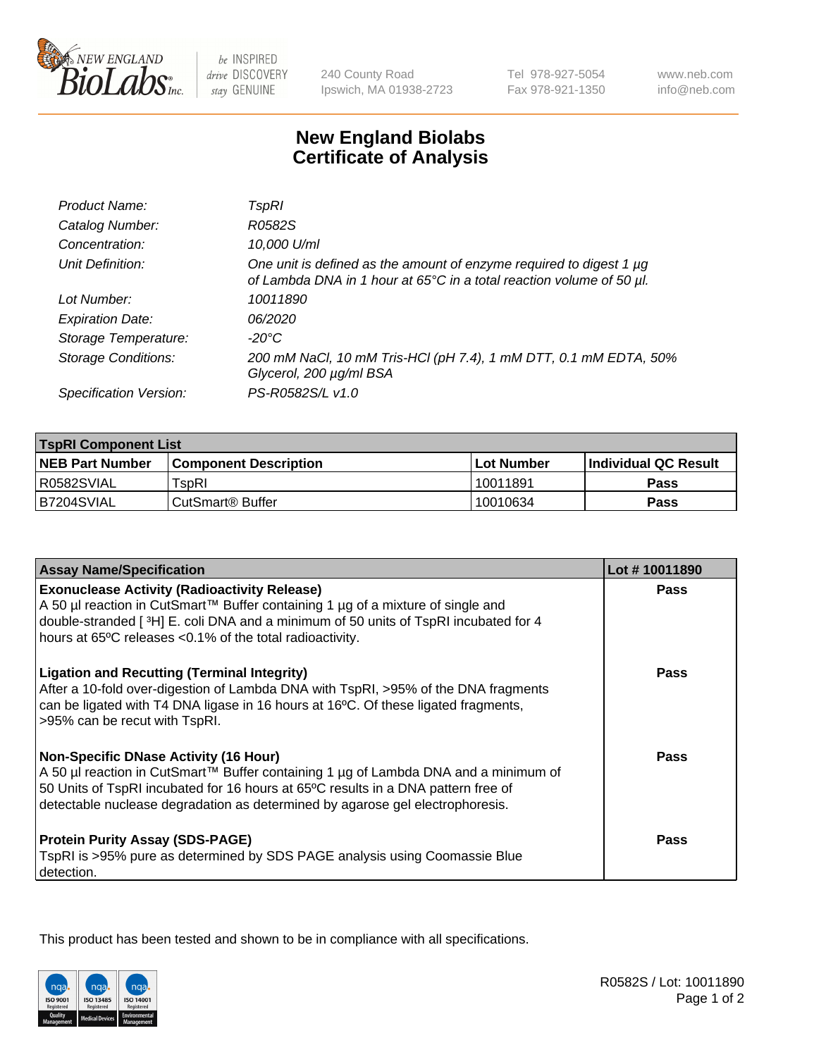240 County Road
Ipswich, MA 01938-2723

Tel 978-927-5054
Fax 978-921-1350

www.neb.com
info@neb.com

# New England Biolabs
# Certificate of Analysis

| | |
|---|---|
| *Product Name:* | *TspRI* |
| *Catalog Number:* | *R0582S* |
| *Concentration:* | *10,000 U/ml* |
| *Unit Definition:* | *One unit is defined as the amount of enzyme required to digest 1 µg of Lambda DNA in 1 hour at 65°C in a total reaction volume of 50 µl.* |
| *Lot Number:* | *10011890* |
| *Expiration Date:* | *06/2020* |
| *Storage Temperature:* | *-20°C* |
| *Storage Conditions:* | *200 mM NaCl, 10 mM Tris-HCl (pH 7.4), 1 mM DTT, 0.1 mM EDTA, 50% Glycerol, 200 µg/ml BSA* |
| *Specification Version:* | *PS-R0582S/L v1.0* |

| TspRI Component List | | | |
|---|---|---|---|
| **NEB Part Number** | **Component Description** | **Lot Number** | **Individual QC Result** |
| R0582SVIAL | TspRI | 10011891 | **Pass** |
| B7204SVIAL | CutSmart® Buffer | 10010634 | **Pass** |

| Assay Name/Specification | Lot # 10011890 |
|---|---|
| **Exonuclease Activity (Radioactivity Release)** A 50 µl reaction in CutSmart™ Buffer containing 1 µg of a mixture of single and double-stranded [ $^3$H] E. coli DNA and a minimum of 50 units of TspRI incubated for 4 hours at 65ºC releases <0.1% of the total radioactivity. | **Pass** |
| **Ligation and Recutting (Terminal Integrity)** After a 10-fold over-digestion of Lambda DNA with TspRI, >95% of the DNA fragments can be ligated with T4 DNA ligase in 16 hours at 16ºC. Of these ligated fragments, >95% can be recut with TspRI. | **Pass** |
| **Non-Specific DNase Activity (16 Hour)** A 50 µl reaction in CutSmart™ Buffer containing 1 µg of Lambda DNA and a minimum of 50 Units of TspRI incubated for 16 hours at 65ºC results in a DNA pattern free of detectable nuclease degradation as determined by agarose gel electrophoresis. | **Pass** |
| **Protein Purity Assay (SDS-PAGE)** TspRI is >95% pure as determined by SDS PAGE analysis using Coomassie Blue detection. | **Pass** |

This product has been tested and shown to be in compliance with all specifications.

R0582S / Lot: 10011890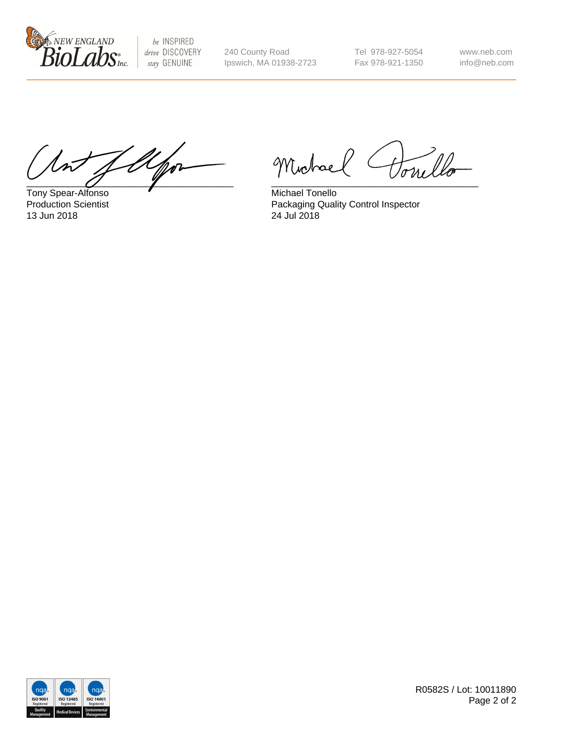NEW ENGLAND BioLabs® Inc.

be INSPIRED
drive DISCOVERY
stay GENUINE

240 County Road
Ipswich, MA 01938-2723

Tel 978-927-5054
Fax 978-921-1350

www.neb.com
info@neb.com

Tony Spear-Alfonso
Production Scientist
13 Jun 2018

Michael Tonello
Packaging Quality Control Inspector
24 Jul 2018

ISO 9001 Registered Quality Management | ISO 13485 Registered Medical Devices | ISO 14001 Registered Environmental Management

R0582S / Lot: 10011890